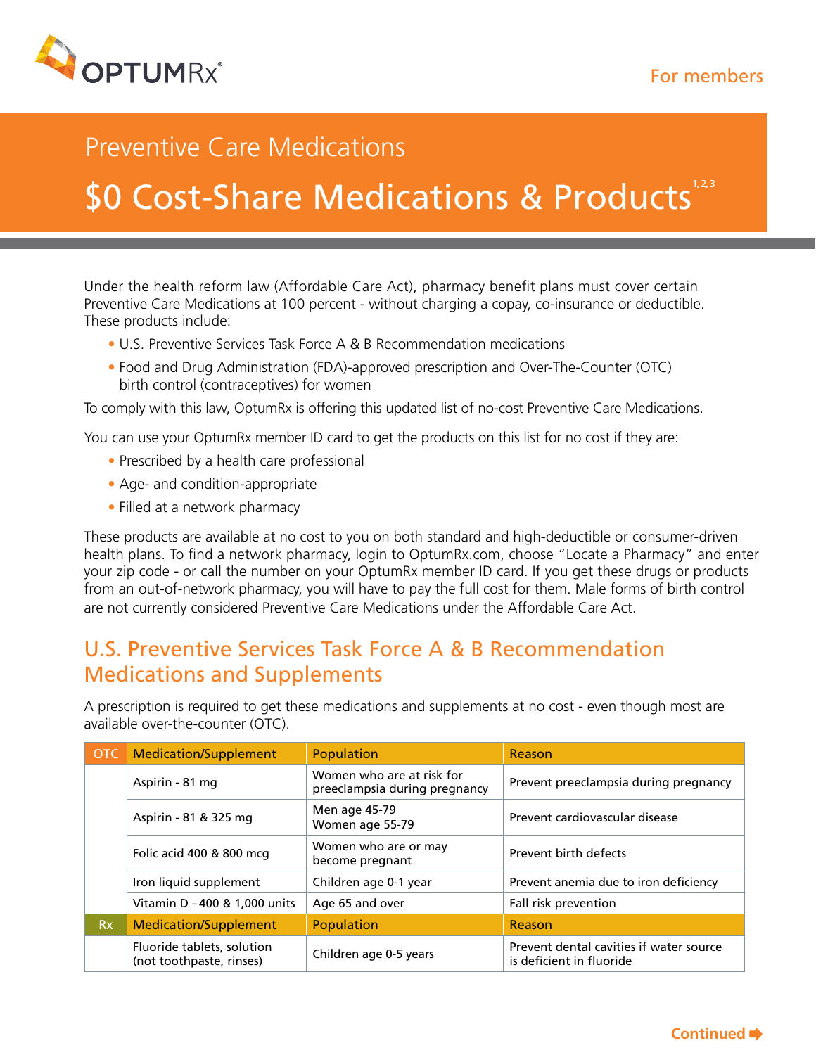OPTUMRx®

For members

# Preventive Care Medications

# $0 Cost-Share Medications & Products[1,2,3]

Under the health reform law (Affordable Care Act), pharmacy benefit plans must cover certain Preventive Care Medications at 100 percent - without charging a copay, co-insurance or deductible. These products include:

- U.S. Preventive Services Task Force A & B Recommendation medications
- Food and Drug Administration (FDA)-approved prescription and Over-The-Counter (OTC) birth control (contraceptives) for women

To comply with this law, OptumRx is offering this updated list of no-cost Preventive Care Medications.

You can use your OptumRx member ID card to get the products on this list for no cost if they are:

- Prescribed by a health care professional
- Age- and condition-appropriate
- Filled at a network pharmacy

These products are available at no cost to you on both standard and high-deductible or consumer-driven health plans. To find a network pharmacy, login to OptumRx.com, choose "Locate a Pharmacy" and enter your zip code - or call the number on your OptumRx member ID card. If you get these drugs or products from an out-of-network pharmacy, you will have to pay the full cost for them. Male forms of birth control are not currently considered Preventive Care Medications under the Affordable Care Act.

## U.S. Preventive Services Task Force A & B Recommendation Medications and Supplements

A prescription is required to get these medications and supplements at no cost - even though most are available over-the-counter (OTC).

| OTC | Medication/Supplement | Population | Reason |
|---|---|---|---|
| | Aspirin - 81 mg | Women who are at risk for preeclampsia during pregnancy | Prevent preeclampsia during pregnancy |
| | Aspirin - 81 & 325 mg | Men age 45-79<br>Women age 55-79 | Prevent cardiovascular disease |
| | Folic acid 400 & 800 mcg | Women who are or may become pregnant | Prevent birth defects |
| | Iron liquid supplement | Children age 0-1 year | Prevent anemia due to iron deficiency |
| | Vitamin D - 400 & 1,000 units | Age 65 and over | Fall risk prevention |
| **Rx** | **Medication/Supplement** | **Population** | **Reason** |
| | Fluoride tablets, solution (not toothpaste, rinses) | Children age 0-5 years | Prevent dental cavities if water source is deficient in fluoride |

Continued ➡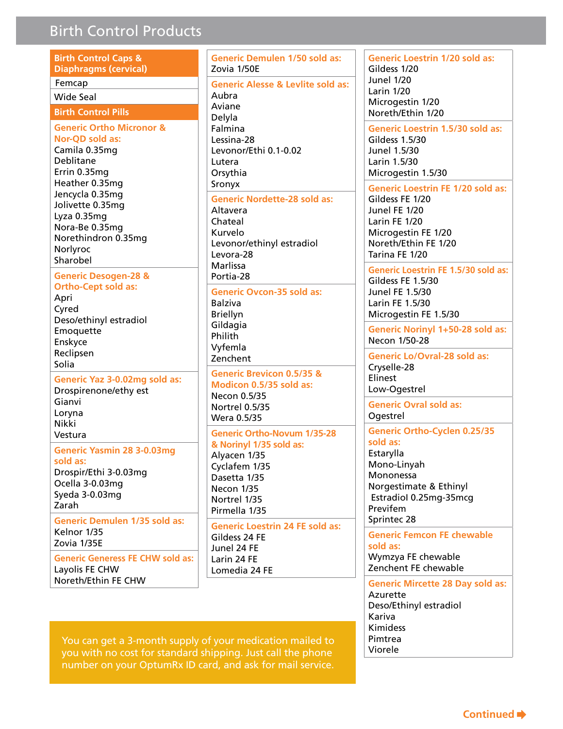# Birth Control Products

## Birth Control Caps & Diaphragms (cervical)

- Femcap
- Wide Seal

## Birth Control Pills

**Generic Ortho Micronor & Nor-QD sold as:**

- Camila 0.35mg
- Deblitane
- Errin 0.35mg
- Heather 0.35mg
- Jencycla 0.35mg
- Jolivette 0.35mg
- Lyza 0.35mg
- Nora-Be 0.35mg
- Norethindron 0.35mg
- Norlyroc
- Sharobel

**Generic Desogen-28 & Ortho-Cept sold as:**

- Apri
- Cyred
- Deso/ethinyl estradiol
- Emoquette
- Enskyce
- Reclipsen
- Solia

**Generic Yaz 3-0.02mg sold as:**

- Drospirenone/ethy est
- Gianvi
- Loryna
- Nikki
- Vestura

**Generic Yasmin 28 3-0.03mg sold as:**

- Drospir/Ethi 3-0.03mg
- Ocella 3-0.03mg
- Syeda 3-0.03mg
- Zarah

**Generic Demulen 1/35 sold as:**

- Kelnor 1/35
- Zovia 1/35E

**Generic Generess FE CHW sold as:**

- Layolis FE CHW
- Noreth/Ethin FE CHW

**Generic Demulen 1/50 sold as:**

- Zovia 1/50E

**Generic Alesse & Levlite sold as:**

- Aubra
- Aviane
- Delyla
- Falmina
- Lessina-28
- Levonor/Ethi 0.1-0.02
- Lutera
- Orsythia
- Sronyx

**Generic Nordette-28 sold as:**

- Altavera
- Chateal
- Kurvelo
- Levonor/ethinyl estradiol
- Levora-28
- Marlissa
- Portia-28

**Generic Ovcon-35 sold as:**

- Balziva
- Briellyn
- Gildagia
- Philith
- Vyfemla
- Zenchent

**Generic Brevicon 0.5/35 & Modicon 0.5/35 sold as:**

- Necon 0.5/35
- Nortrel 0.5/35
- Wera 0.5/35

**Generic Ortho-Novum 1/35-28 & Norinyl 1/35 sold as:**

- Alyacen 1/35
- Cyclafem 1/35
- Dasetta 1/35
- Necon 1/35
- Nortrel 1/35
- Pirmella 1/35

**Generic Loestrin 24 FE sold as:**

- Gildess 24 FE
- Junel 24 FE
- Larin 24 FE
- Lomedia 24 FE

You can get a 3-month supply of your medication mailed to you with no cost for standard shipping. Just call the phone number on your OptumRx ID card, and ask for mail service.

**Generic Loestrin 1/20 sold as:**

- Gildess 1/20
- Junel 1/20
- Larin 1/20
- Microgestin 1/20
- Noreth/Ethin 1/20

**Generic Loestrin 1.5/30 sold as:**

- Gildess 1.5/30
- Junel 1.5/30
- Larin 1.5/30
- Microgestin 1.5/30

**Generic Loestrin FE 1/20 sold as:**

- Gildess FE 1/20
- Junel FE 1/20
- Larin FE 1/20
- Microgestin FE 1/20
- Noreth/Ethin FE 1/20
- Tarina FE 1/20

**Generic Loestrin FE 1.5/30 sold as:**

- Gildess FE 1.5/30
- Junel FE 1.5/30
- Larin FE 1.5/30
- Microgestin FE 1.5/30

**Generic Norinyl 1+50-28 sold as:**

- Necon 1/50-28

**Generic Lo/Ovral-28 sold as:**

- Cryselle-28
- Elinest
- Low-Ogestrel

**Generic Ovral sold as:**

- Ogestrel

**Generic Ortho-Cyclen 0.25/35 sold as:**

- Estarylla
- Mono-Linyah
- Mononessa
- Norgestimate & Ethinyl Estradiol 0.25mg-35mcg
- Previfem
- Sprintec 28

**Generic Femcon FE chewable sold as:**

- Wymzya FE chewable
- Zenchent FE chewable

**Generic Mircette 28 Day sold as:**

- Azurette
- Deso/Ethinyl estradiol
- Kariva
- Kimidess
- Pimtrea
- Viorele

Continued ➡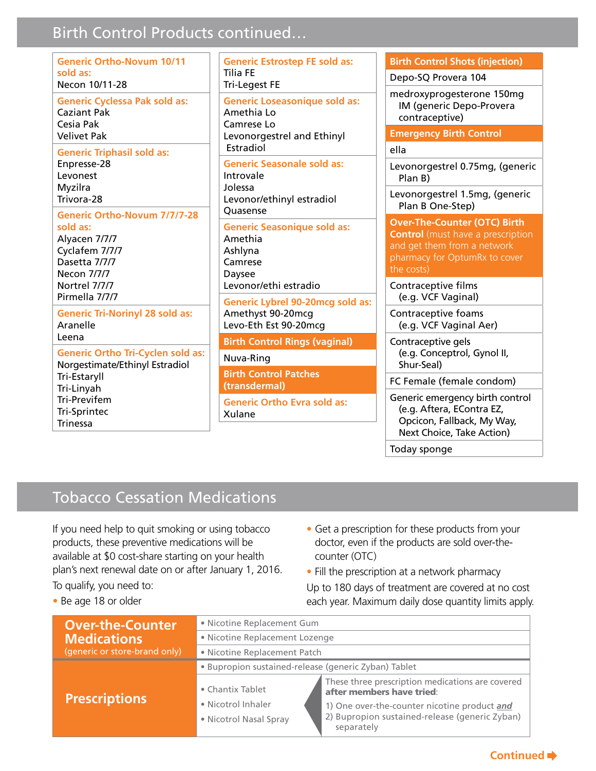## Birth Control Products continued…

**Generic Ortho-Novum 10/11 sold as:**
Necon 10/11-28

**Generic Cyclessa Pak sold as:**
Caziant Pak
Cesia Pak
Velivet Pak

**Generic Triphasil sold as:**
Enpresse-28
Levonest
Myzilra
Trivora-28

**Generic Ortho-Novum 7/7/7-28 sold as:**
Alyacen 7/7/7
Cyclafem 7/7/7
Dasetta 7/7/7
Necon 7/7/7
Nortrel 7/7/7
Pirmella 7/7/7

**Generic Tri-Norinyl 28 sold as:**
Aranelle
Leena

**Generic Ortho Tri-Cyclen sold as:**
Norgestimate/Ethinyl Estradiol
Tri-Estaryll
Tri-Linyah
Tri-Previfem
Tri-Sprintec
Trinessa

**Generic Estrostep FE sold as:**
Tilia FE
Tri-Legest FE

**Generic Loseasonique sold as:**
Amethia Lo
Camrese Lo
Levonorgestrel and Ethinyl Estradiol

**Generic Seasonale sold as:**
Introvale
Jolessa
Levonor/ethinyl estradiol
Quasense

**Generic Seasonique sold as:**
Amethia
Ashlyna
Camrese
Daysee
Levonor/ethi estradio

**Generic Lybrel 90-20mcg sold as:**
Amethyst 90-20mcg
Levo-Eth Est 90-20mcg

**Birth Control Rings (vaginal)**
Nuva-Ring

**Birth Control Patches (transdermal)**

**Generic Ortho Evra sold as:**
Xulane

**Birth Control Shots (injection)**
- Depo-SQ Provera 104
- medroxyprogesterone 150mg IM (generic Depo-Provera contraceptive)

**Emergency Birth Control**
- ella
- Levonorgestrel 0.75mg, (generic Plan B)
- Levonorgestrel 1.5mg, (generic Plan B One-Step)

**Over-The-Counter (OTC) Birth Control** (must have a prescription and get them from a network pharmacy for OptumRx to cover the costs)
- Contraceptive films (e.g. VCF Vaginal)
- Contraceptive foams (e.g. VCF Vaginal Aer)
- Contraceptive gels (e.g. Conceptrol, Gynol II, Shur-Seal)
- FC Female (female condom)
- Generic emergency birth control (e.g. Aftera, EContra EZ, Opcicon, Fallback, My Way, Next Choice, Take Action)
- Today sponge

## Tobacco Cessation Medications

If you need help to quit smoking or using tobacco products, these preventive medications will be available at $0 cost-share starting on your health plan's next renewal date on or after January 1, 2016.

To qualify, you need to:

- Be age 18 or older
- Get a prescription for these products from your doctor, even if the products are sold over-the-counter (OTC)
- Fill the prescription at a network pharmacy

Up to 180 days of treatment are covered at no cost each year. Maximum daily dose quantity limits apply.

| | | |
|---|---|---|
| **Over-the-Counter Medications** (generic or store-brand only) | • Nicotine Replacement Gum | |
| | • Nicotine Replacement Lozenge | |
| | • Nicotine Replacement Patch | |
| **Prescriptions** | • Bupropion sustained-release (generic Zyban) Tablet | |
| | • Chantix Tablet<br>• Nicotrol Inhaler<br>• Nicotrol Nasal Spray | These three prescription medications are covered **after members have tried**:<br>1) One over-the-counter nicotine product ***and***<br>2) Bupropion sustained-release (generic Zyban) separately |

**Continued**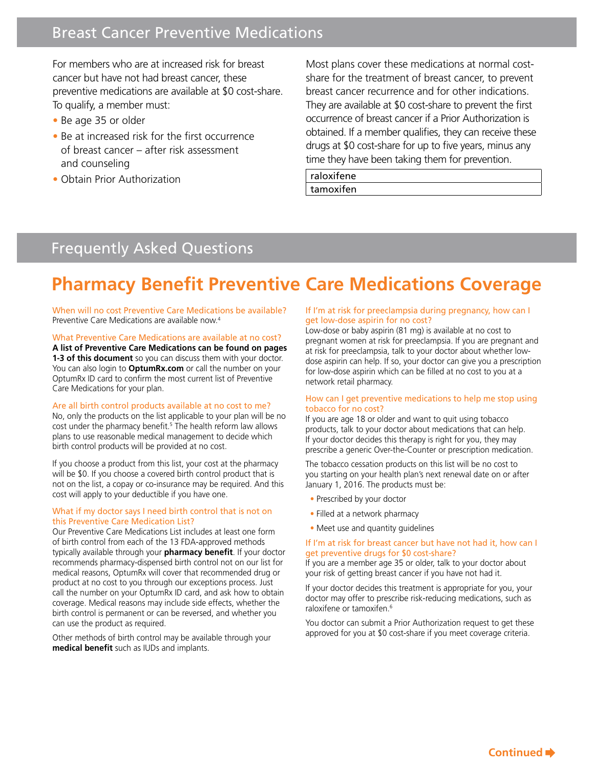## Breast Cancer Preventive Medications

For members who are at increased risk for breast cancer but have not had breast cancer, these preventive medications are available at $0 cost-share. To qualify, a member must:

- Be age 35 or older
- Be at increased risk for the first occurrence of breast cancer – after risk assessment and counseling
- Obtain Prior Authorization

Most plans cover these medications at normal cost-share for the treatment of breast cancer, to prevent breast cancer recurrence and for other indications. They are available at $0 cost-share to prevent the first occurrence of breast cancer if a Prior Authorization is obtained. If a member qualifies, they can receive these drugs at $0 cost-share for up to five years, minus any time they have been taking them for prevention.

| raloxifene |
|---|
| tamoxifen |

## Frequently Asked Questions

# Pharmacy Benefit Preventive Care Medications Coverage

### When will no cost Preventive Care Medications be available?

Preventive Care Medications are available now.[4]

### What Preventive Care Medications are available at no cost?

**A list of Preventive Care Medications can be found on pages 1-3 of this document** so you can discuss them with your doctor. You can also login to **OptumRx.com** or call the number on your OptumRx ID card to confirm the most current list of Preventive Care Medications for your plan.

### Are all birth control products available at no cost to me?

No, only the products on the list applicable to your plan will be no cost under the pharmacy benefit.[5] The health reform law allows plans to use reasonable medical management to decide which birth control products will be provided at no cost.

If you choose a product from this list, your cost at the pharmacy will be $0. If you choose a covered birth control product that is not on the list, a copay or co-insurance may be required. And this cost will apply to your deductible if you have one.

### What if my doctor says I need birth control that is not on this Preventive Care Medication List?

Our Preventive Care Medications List includes at least one form of birth control from each of the 13 FDA-approved methods typically available through your **pharmacy benefit**. If your doctor recommends pharmacy-dispensed birth control not on our list for medical reasons, OptumRx will cover that recommended drug or product at no cost to you through our exceptions process. Just call the number on your OptumRx ID card, and ask how to obtain coverage. Medical reasons may include side effects, whether the birth control is permanent or can be reversed, and whether you can use the product as required.

Other methods of birth control may be available through your **medical benefit** such as IUDs and implants.

### If I'm at risk for preeclampsia during pregnancy, how can I get low-dose aspirin for no cost?

Low-dose or baby aspirin (81 mg) is available at no cost to pregnant women at risk for preeclampsia. If you are pregnant and at risk for preeclampsia, talk to your doctor about whether low-dose aspirin can help. If so, your doctor can give you a prescription for low-dose aspirin which can be filled at no cost to you at a network retail pharmacy.

### How can I get preventive medications to help me stop using tobacco for no cost?

If you are age 18 or older and want to quit using tobacco products, talk to your doctor about medications that can help. If your doctor decides this therapy is right for you, they may prescribe a generic Over-the-Counter or prescription medication.

The tobacco cessation products on this list will be no cost to you starting on your health plan's next renewal date on or after January 1, 2016. The products must be:

- Prescribed by your doctor
- Filled at a network pharmacy
- Meet use and quantity guidelines

### If I'm at risk for breast cancer but have not had it, how can I get preventive drugs for $0 cost-share?

If you are a member age 35 or older, talk to your doctor about your risk of getting breast cancer if you have not had it.

If your doctor decides this treatment is appropriate for you, your doctor may offer to prescribe risk-reducing medications, such as raloxifene or tamoxifen.[6]

You doctor can submit a Prior Authorization request to get these approved for you at $0 cost-share if you meet coverage criteria.

**Continued ➡**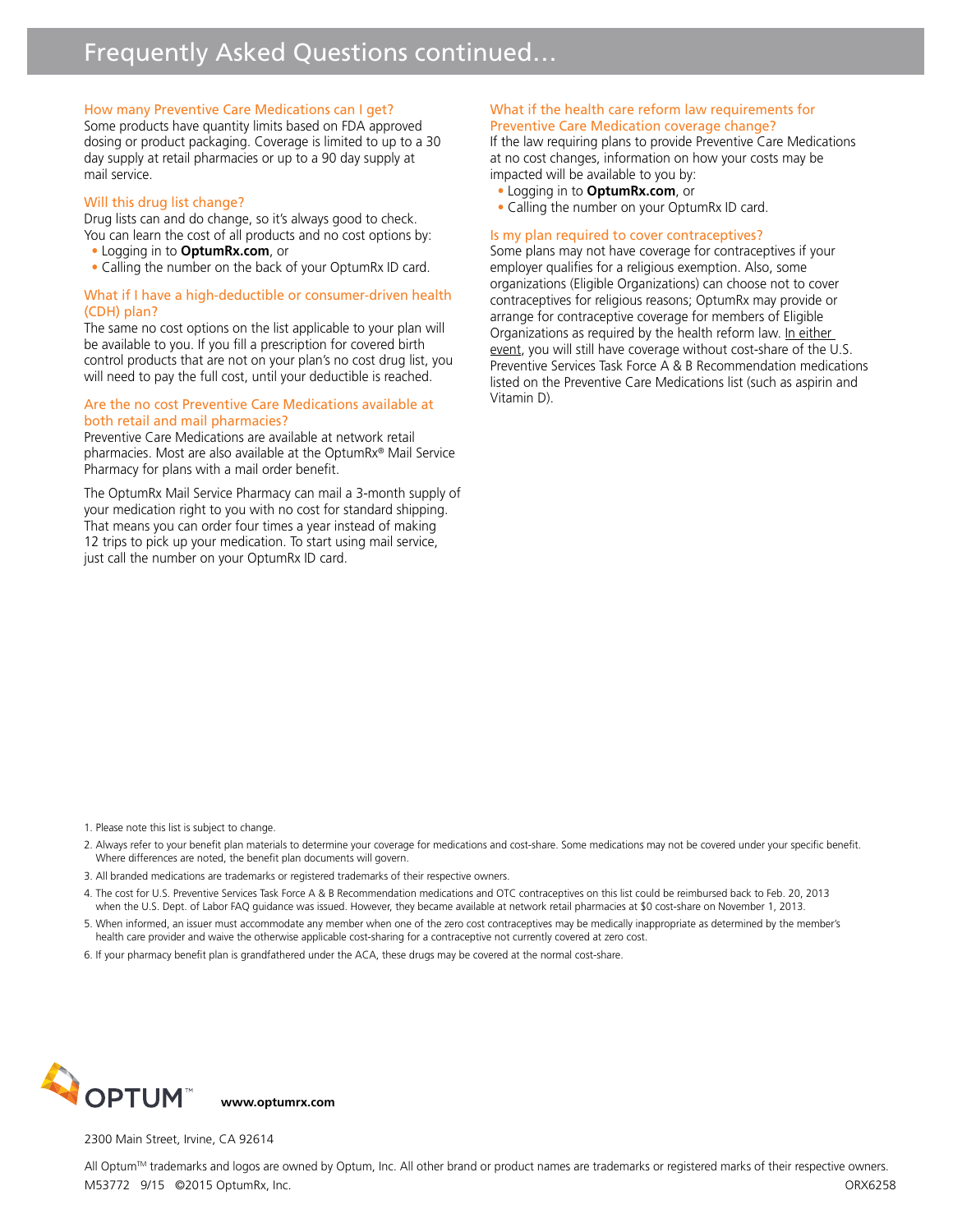## Frequently Asked Questions continued…

### How many Preventive Care Medications can I get?

Some products have quantity limits based on FDA approved dosing or product packaging. Coverage is limited to up to a 30 day supply at retail pharmacies or up to a 90 day supply at mail service.

### Will this drug list change?

Drug lists can and do change, so it's always good to check. You can learn the cost of all products and no cost options by:

- Logging in to **OptumRx.com**, or
- Calling the number on the back of your OptumRx ID card.

### What if I have a high-deductible or consumer-driven health (CDH) plan?

The same no cost options on the list applicable to your plan will be available to you. If you fill a prescription for covered birth control products that are not on your plan's no cost drug list, you will need to pay the full cost, until your deductible is reached.

### Are the no cost Preventive Care Medications available at both retail and mail pharmacies?

Preventive Care Medications are available at network retail pharmacies. Most are also available at the OptumRx® Mail Service Pharmacy for plans with a mail order benefit.

The OptumRx Mail Service Pharmacy can mail a 3-month supply of your medication right to you with no cost for standard shipping. That means you can order four times a year instead of making 12 trips to pick up your medication. To start using mail service, just call the number on your OptumRx ID card.

### What if the health care reform law requirements for Preventive Care Medication coverage change?

If the law requiring plans to provide Preventive Care Medications at no cost changes, information on how your costs may be impacted will be available to you by:

- Logging in to **OptumRx.com**, or
- Calling the number on your OptumRx ID card.

### Is my plan required to cover contraceptives?

Some plans may not have coverage for contraceptives if your employer qualifies for a religious exemption. Also, some organizations (Eligible Organizations) can choose not to cover contraceptives for religious reasons; OptumRx may provide or arrange for contraceptive coverage for members of Eligible Organizations as required by the health reform law. In either event, you will still have coverage without cost-share of the U.S. Preventive Services Task Force A & B Recommendation medications listed on the Preventive Care Medications list (such as aspirin and Vitamin D).

1. Please note this list is subject to change.
2. Always refer to your benefit plan materials to determine your coverage for medications and cost-share. Some medications may not be covered under your specific benefit. Where differences are noted, the benefit plan documents will govern.
3. All branded medications are trademarks or registered trademarks of their respective owners.
4. The cost for U.S. Preventive Services Task Force A & B Recommendation medications and OTC contraceptives on this list could be reimbursed back to Feb. 20, 2013 when the U.S. Dept. of Labor FAQ guidance was issued. However, they became available at network retail pharmacies at $0 cost-share on November 1, 2013.
5. When informed, an issuer must accommodate any member when one of the zero cost contraceptives may be medically inappropriate as determined by the member's health care provider and waive the otherwise applicable cost-sharing for a contraceptive not currently covered at zero cost.
6. If your pharmacy benefit plan is grandfathered under the ACA, these drugs may be covered at the normal cost-share.

OPTUM™ **www.optumrx.com**

2300 Main Street, Irvine, CA 92614

All Optum™ trademarks and logos are owned by Optum, Inc. All other brand or product names are trademarks or registered marks of their respective owners.

M53772 9/15 ©2015 OptumRx, Inc. ORX6258